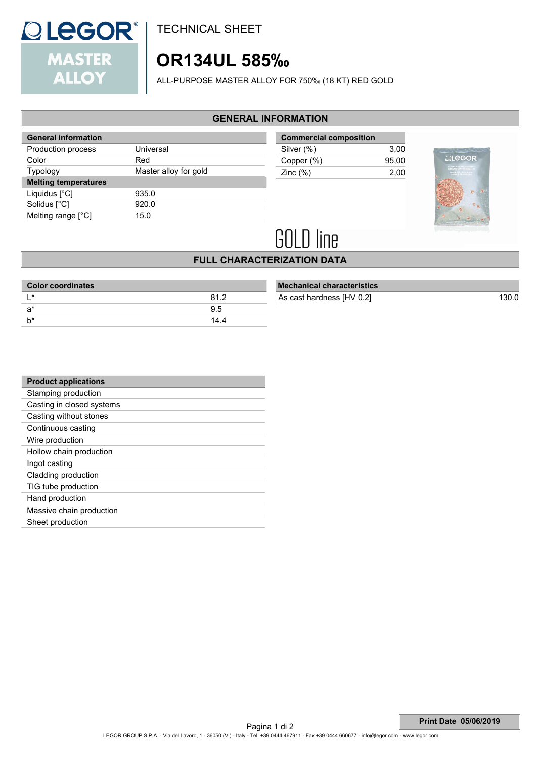TECHNICAL SHEET

# OR134UL 585‰

ALL-PURPOSE MASTER ALLOY FOR 750‰ (18 KT) RED GOLD

## GENERAL INFORMATION

| General information | |
|---|---|
| Production process | Universal |
| Color | Red |
| Typology | Master alloy for gold |
| **Melting temperatures** | |
| Liquidus [°C] | 935.0 |
| Solidus [°C] | 920.0 |
| Melting range [°C] | 15.0 |

| Commercial composition | |
|---|---|
| Silver (%) | 3,00 |
| Copper (%) | 95,00 |
| Zinc (%) | 2,00 |

GOLD line

## FULL CHARACTERIZATION DATA

| Color coordinates | |
|---|---|
| L* | 81.2 |
| a* | 9.5 |
| b* | 14.4 |

| Mechanical characteristics | |
|---|---|
| As cast hardness [HV 0.2] | 130.0 |

| Product applications |
|---|
| Stamping production |
| Casting in closed systems |
| Casting without stones |
| Continuous casting |
| Wire production |
| Hollow chain production |
| Ingot casting |
| Cladding production |
| TIG tube production |
| Hand production |
| Massive chain production |
| Sheet production |

Print Date 05/06/2019

LEGOR GROUP S.P.A. - Via del Lavoro, 1 - 36050 (VI) - Italy - Tel. +39 0444 467911 - Fax +39 0444 660677 - info@legor.com - www.legor.com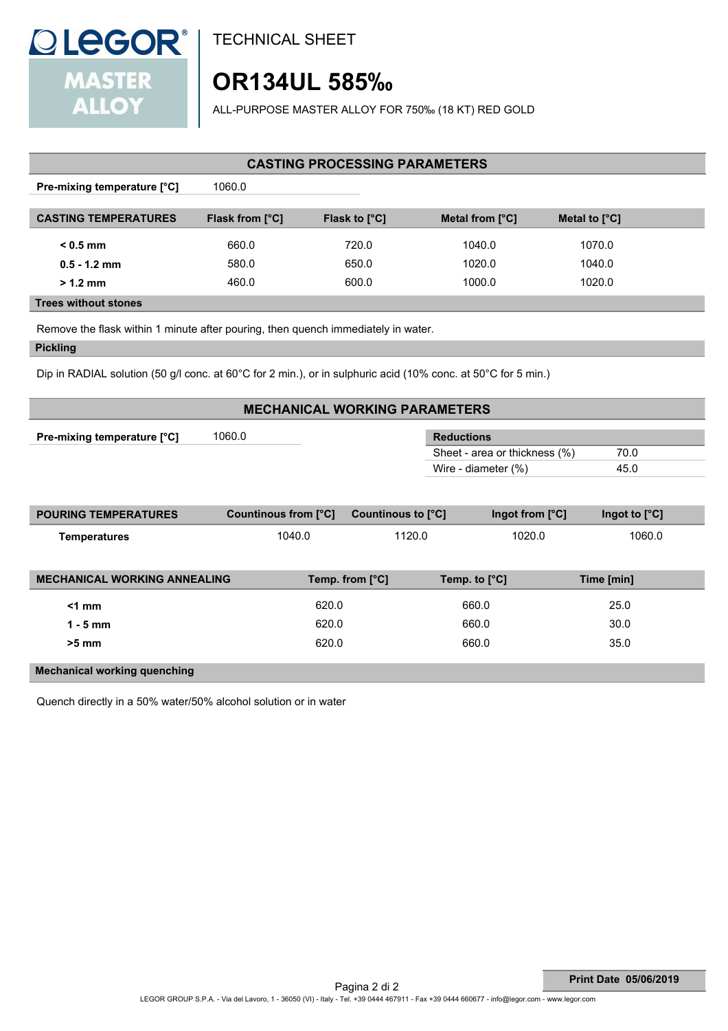LEGOR® MASTER ALLOY

TECHNICAL SHEET

# OR134UL 585‰

ALL-PURPOSE MASTER ALLOY FOR 750‰ (18 KT) RED GOLD

## CASTING PROCESSING PARAMETERS

**Pre-mixing temperature [°C]** 1060.0

| CASTING TEMPERATURES | Flask from [°C] | Flask to [°C] | Metal from [°C] | Metal to [°C] |
|---|---|---|---|---|
| **< 0.5 mm** | 660.0 | 720.0 | 1040.0 | 1070.0 |
| **0.5 - 1.2 mm** | 580.0 | 650.0 | 1020.0 | 1040.0 |
| **> 1.2 mm** | 460.0 | 600.0 | 1000.0 | 1020.0 |

**Trees without stones**

Remove the flask within 1 minute after pouring, then quench immediately in water.

**Pickling**

Dip in RADIAL solution (50 g/l conc. at 60°C for 2 min.), or in sulphuric acid (10% conc. at 50°C for 5 min.)

## MECHANICAL WORKING PARAMETERS

**Pre-mixing temperature [°C]** 1060.0

| Reductions | |
|---|---|
| Sheet - area or thickness (%) | 70.0 |
| Wire - diameter (%) | 45.0 |

| POURING TEMPERATURES | Countinous from [°C] | Countinous to [°C] | Ingot from [°C] | Ingot to [°C] |
|---|---|---|---|---|
| **Temperatures** | 1040.0 | 1120.0 | 1020.0 | 1060.0 |

| MECHANICAL WORKING ANNEALING | Temp. from [°C] | Temp. to [°C] | Time [min] |
|---|---|---|---|
| **<1 mm** | 620.0 | 660.0 | 25.0 |
| **1 - 5 mm** | 620.0 | 660.0 | 30.0 |
| **>5 mm** | 620.0 | 660.0 | 35.0 |

**Mechanical working quenching**

Quench directly in a 50% water/50% alcohol solution or in water

**Print Date 05/06/2019**

LEGOR GROUP S.P.A. - Via del Lavoro, 1 - 36050 (VI) - Italy - Tel. +39 0444 467911 - Fax +39 0444 660677 - info@legor.com - www.legor.com